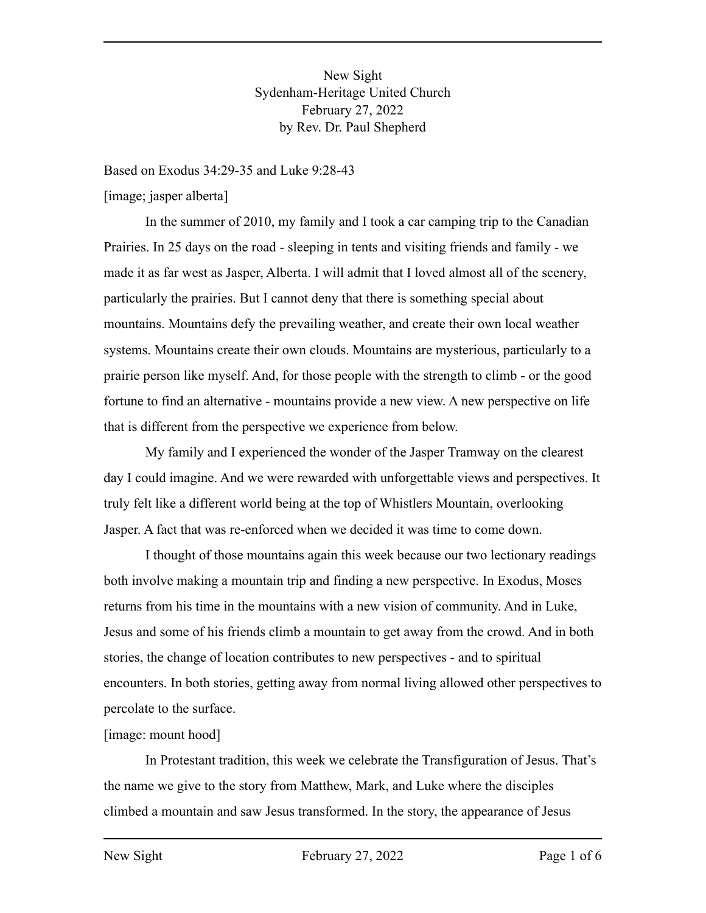New Sight
Sydenham-Heritage United Church
February 27, 2022
by Rev. Dr. Paul Shepherd

Based on Exodus 34:29-35 and Luke 9:28-43

[image; jasper alberta]

In the summer of 2010, my family and I took a car camping trip to the Canadian Prairies. In 25 days on the road - sleeping in tents and visiting friends and family - we made it as far west as Jasper, Alberta. I will admit that I loved almost all of the scenery, particularly the prairies. But I cannot deny that there is something special about mountains. Mountains defy the prevailing weather, and create their own local weather systems. Mountains create their own clouds. Mountains are mysterious, particularly to a prairie person like myself. And, for those people with the strength to climb - or the good fortune to find an alternative - mountains provide a new view. A new perspective on life that is different from the perspective we experience from below.

My family and I experienced the wonder of the Jasper Tramway on the clearest day I could imagine. And we were rewarded with unforgettable views and perspectives. It truly felt like a different world being at the top of Whistlers Mountain, overlooking Jasper. A fact that was re-enforced when we decided it was time to come down.

I thought of those mountains again this week because our two lectionary readings both involve making a mountain trip and finding a new perspective. In Exodus, Moses returns from his time in the mountains with a new vision of community. And in Luke, Jesus and some of his friends climb a mountain to get away from the crowd. And in both stories, the change of location contributes to new perspectives - and to spiritual encounters. In both stories, getting away from normal living allowed other perspectives to percolate to the surface.

[image: mount hood]

In Protestant tradition, this week we celebrate the Transfiguration of Jesus. That's the name we give to the story from Matthew, Mark, and Luke where the disciples climbed a mountain and saw Jesus transformed. In the story, the appearance of Jesus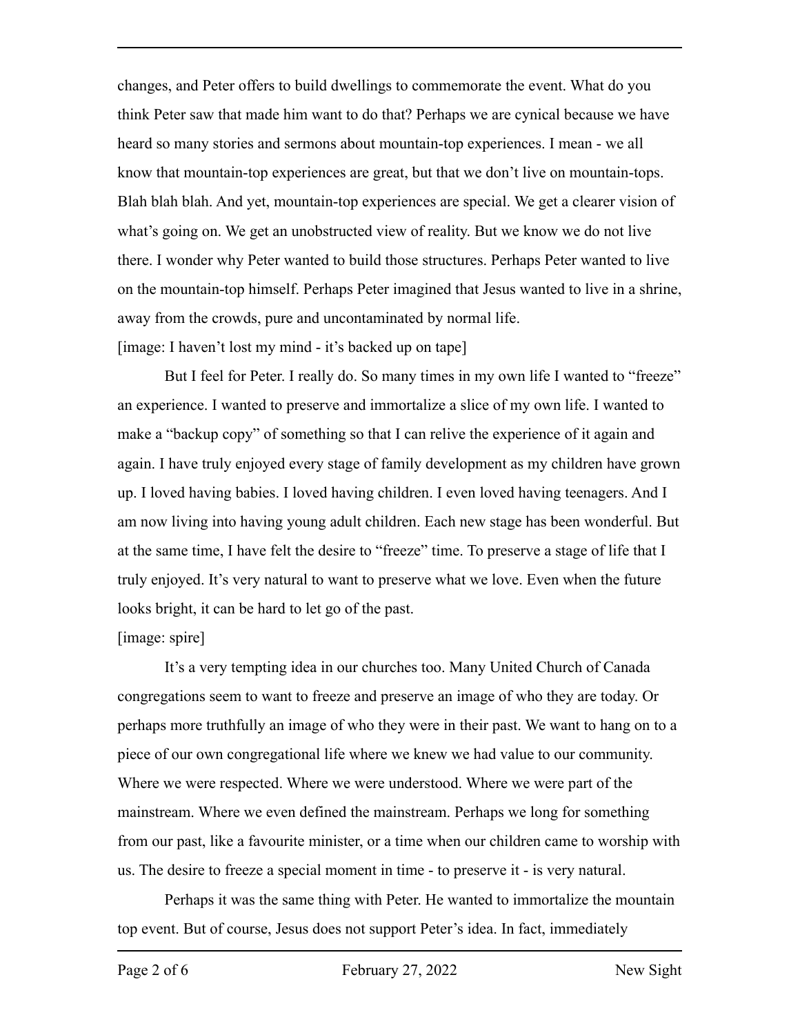changes, and Peter offers to build dwellings to commemorate the event. What do you think Peter saw that made him want to do that? Perhaps we are cynical because we have heard so many stories and sermons about mountain-top experiences. I mean - we all know that mountain-top experiences are great, but that we don't live on mountain-tops. Blah blah blah. And yet, mountain-top experiences are special. We get a clearer vision of what's going on. We get an unobstructed view of reality. But we know we do not live there. I wonder why Peter wanted to build those structures. Perhaps Peter wanted to live on the mountain-top himself. Perhaps Peter imagined that Jesus wanted to live in a shrine, away from the crowds, pure and uncontaminated by normal life.

[image: I haven't lost my mind - it's backed up on tape]

But I feel for Peter. I really do. So many times in my own life I wanted to "freeze" an experience. I wanted to preserve and immortalize a slice of my own life. I wanted to make a "backup copy" of something so that I can relive the experience of it again and again. I have truly enjoyed every stage of family development as my children have grown up. I loved having babies. I loved having children. I even loved having teenagers. And I am now living into having young adult children. Each new stage has been wonderful. But at the same time, I have felt the desire to "freeze" time. To preserve a stage of life that I truly enjoyed. It's very natural to want to preserve what we love. Even when the future looks bright, it can be hard to let go of the past.

[image: spire]

It's a very tempting idea in our churches too. Many United Church of Canada congregations seem to want to freeze and preserve an image of who they are today. Or perhaps more truthfully an image of who they were in their past. We want to hang on to a piece of our own congregational life where we knew we had value to our community. Where we were respected. Where we were understood. Where we were part of the mainstream. Where we even defined the mainstream. Perhaps we long for something from our past, like a favourite minister, or a time when our children came to worship with us. The desire to freeze a special moment in time - to preserve it - is very natural.

Perhaps it was the same thing with Peter. He wanted to immortalize the mountain top event. But of course, Jesus does not support Peter's idea. In fact, immediately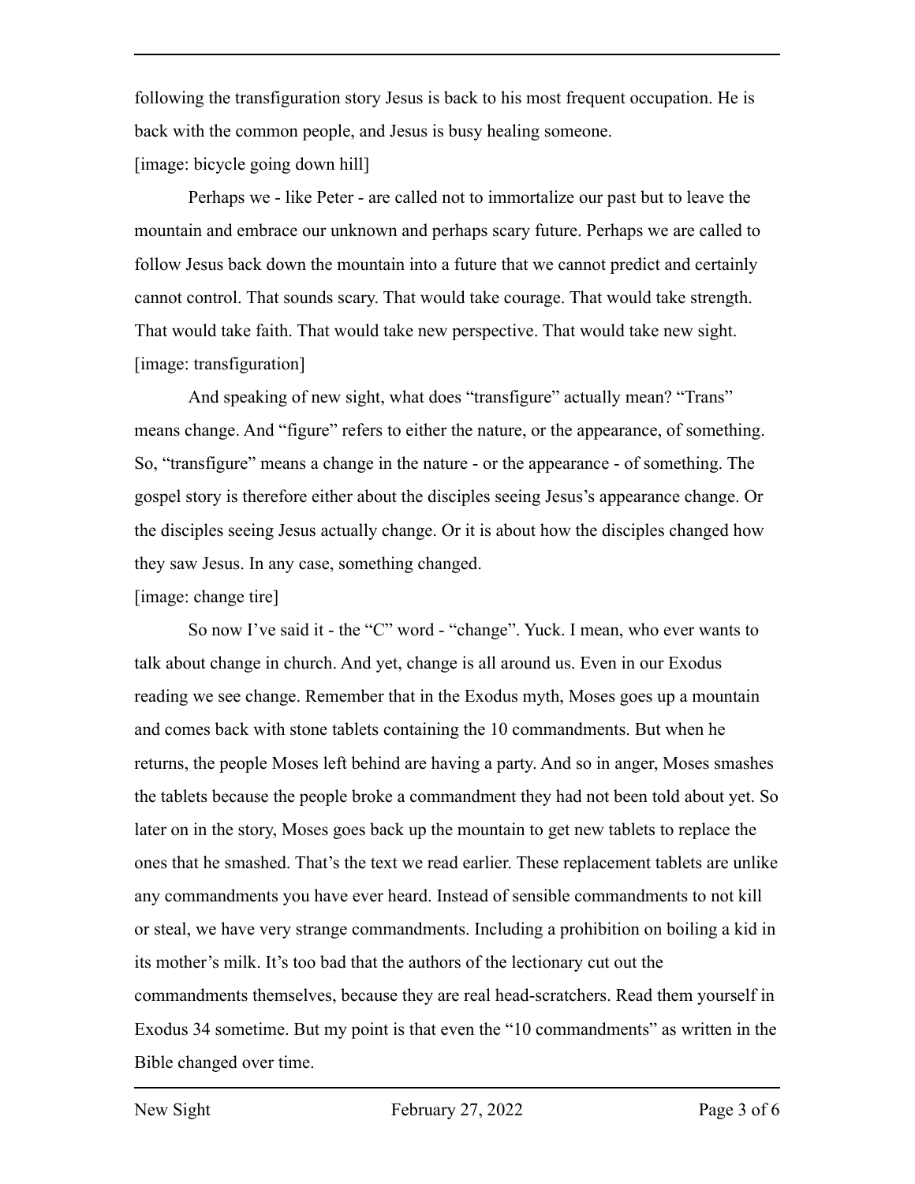following the transfiguration story Jesus is back to his most frequent occupation. He is back with the common people, and Jesus is busy healing someone.

[image: bicycle going down hill]

Perhaps we - like Peter - are called not to immortalize our past but to leave the mountain and embrace our unknown and perhaps scary future. Perhaps we are called to follow Jesus back down the mountain into a future that we cannot predict and certainly cannot control. That sounds scary. That would take courage. That would take strength. That would take faith. That would take new perspective. That would take new sight.

[image: transfiguration]

And speaking of new sight, what does "transfigure" actually mean? "Trans" means change. And "figure" refers to either the nature, or the appearance, of something. So, "transfigure" means a change in the nature - or the appearance - of something. The gospel story is therefore either about the disciples seeing Jesus's appearance change. Or the disciples seeing Jesus actually change. Or it is about how the disciples changed how they saw Jesus. In any case, something changed.

[image: change tire]

So now I've said it - the "C" word - "change". Yuck. I mean, who ever wants to talk about change in church. And yet, change is all around us. Even in our Exodus reading we see change. Remember that in the Exodus myth, Moses goes up a mountain and comes back with stone tablets containing the 10 commandments. But when he returns, the people Moses left behind are having a party. And so in anger, Moses smashes the tablets because the people broke a commandment they had not been told about yet. So later on in the story, Moses goes back up the mountain to get new tablets to replace the ones that he smashed. That's the text we read earlier. These replacement tablets are unlike any commandments you have ever heard. Instead of sensible commandments to not kill or steal, we have very strange commandments. Including a prohibition on boiling a kid in its mother's milk. It's too bad that the authors of the lectionary cut out the commandments themselves, because they are real head-scratchers. Read them yourself in Exodus 34 sometime. But my point is that even the "10 commandments" as written in the Bible changed over time.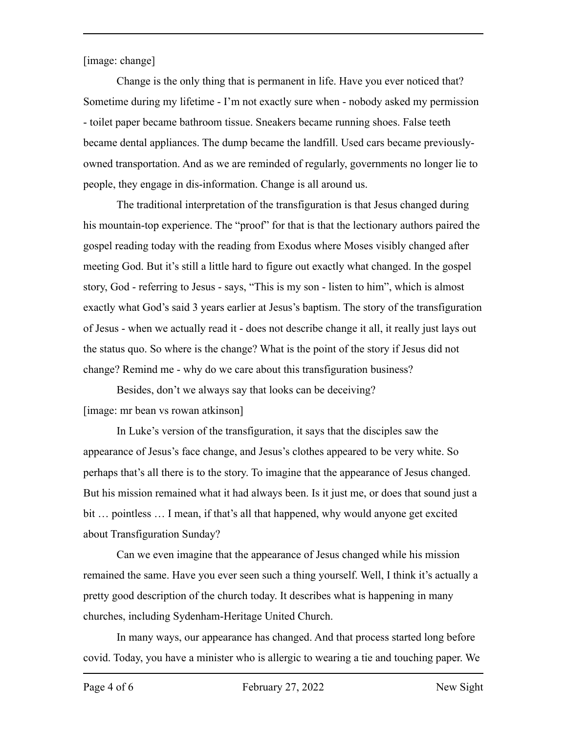[image: change]

Change is the only thing that is permanent in life. Have you ever noticed that? Sometime during my lifetime - I'm not exactly sure when - nobody asked my permission - toilet paper became bathroom tissue. Sneakers became running shoes. False teeth became dental appliances. The dump became the landfill. Used cars became previously-owned transportation. And as we are reminded of regularly, governments no longer lie to people, they engage in dis-information. Change is all around us.

The traditional interpretation of the transfiguration is that Jesus changed during his mountain-top experience. The "proof" for that is that the lectionary authors paired the gospel reading today with the reading from Exodus where Moses visibly changed after meeting God. But it's still a little hard to figure out exactly what changed. In the gospel story, God - referring to Jesus - says, "This is my son - listen to him", which is almost exactly what God's said 3 years earlier at Jesus's baptism. The story of the transfiguration of Jesus - when we actually read it - does not describe change it all, it really just lays out the status quo. So where is the change? What is the point of the story if Jesus did not change? Remind me - why do we care about this transfiguration business?

Besides, don't we always say that looks can be deceiving?

[image: mr bean vs rowan atkinson]

In Luke's version of the transfiguration, it says that the disciples saw the appearance of Jesus's face change, and Jesus's clothes appeared to be very white. So perhaps that's all there is to the story. To imagine that the appearance of Jesus changed. But his mission remained what it had always been. Is it just me, or does that sound just a bit … pointless … I mean, if that's all that happened, why would anyone get excited about Transfiguration Sunday?

Can we even imagine that the appearance of Jesus changed while his mission remained the same. Have you ever seen such a thing yourself. Well, I think it's actually a pretty good description of the church today. It describes what is happening in many churches, including Sydenham-Heritage United Church.

In many ways, our appearance has changed. And that process started long before covid. Today, you have a minister who is allergic to wearing a tie and touching paper. We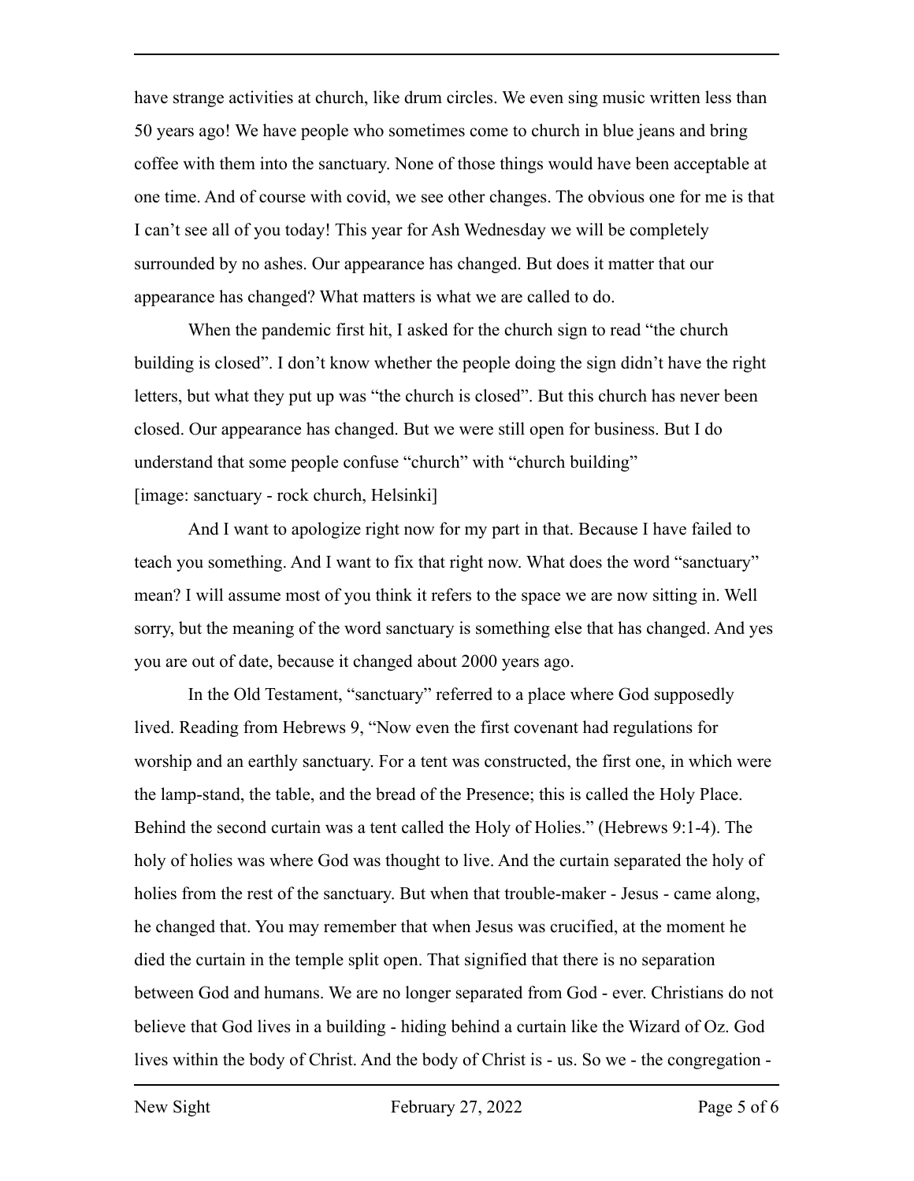have strange activities at church, like drum circles. We even sing music written less than 50 years ago! We have people who sometimes come to church in blue jeans and bring coffee with them into the sanctuary. None of those things would have been acceptable at one time. And of course with covid, we see other changes. The obvious one for me is that I can't see all of you today! This year for Ash Wednesday we will be completely surrounded by no ashes. Our appearance has changed. But does it matter that our appearance has changed? What matters is what we are called to do.

When the pandemic first hit, I asked for the church sign to read "the church building is closed". I don't know whether the people doing the sign didn't have the right letters, but what they put up was "the church is closed". But this church has never been closed. Our appearance has changed. But we were still open for business. But I do understand that some people confuse "church" with "church building"
[image: sanctuary - rock church, Helsinki]

And I want to apologize right now for my part in that. Because I have failed to teach you something. And I want to fix that right now. What does the word "sanctuary" mean? I will assume most of you think it refers to the space we are now sitting in. Well sorry, but the meaning of the word sanctuary is something else that has changed. And yes you are out of date, because it changed about 2000 years ago.

In the Old Testament, "sanctuary" referred to a place where God supposedly lived. Reading from Hebrews 9, "Now even the first covenant had regulations for worship and an earthly sanctuary. For a tent was constructed, the first one, in which were the lamp-stand, the table, and the bread of the Presence; this is called the Holy Place. Behind the second curtain was a tent called the Holy of Holies." (Hebrews 9:1-4). The holy of holies was where God was thought to live. And the curtain separated the holy of holies from the rest of the sanctuary. But when that trouble-maker - Jesus - came along, he changed that. You may remember that when Jesus was crucified, at the moment he died the curtain in the temple split open. That signified that there is no separation between God and humans. We are no longer separated from God - ever. Christians do not believe that God lives in a building - hiding behind a curtain like the Wizard of Oz. God lives within the body of Christ. And the body of Christ is - us. So we - the congregation -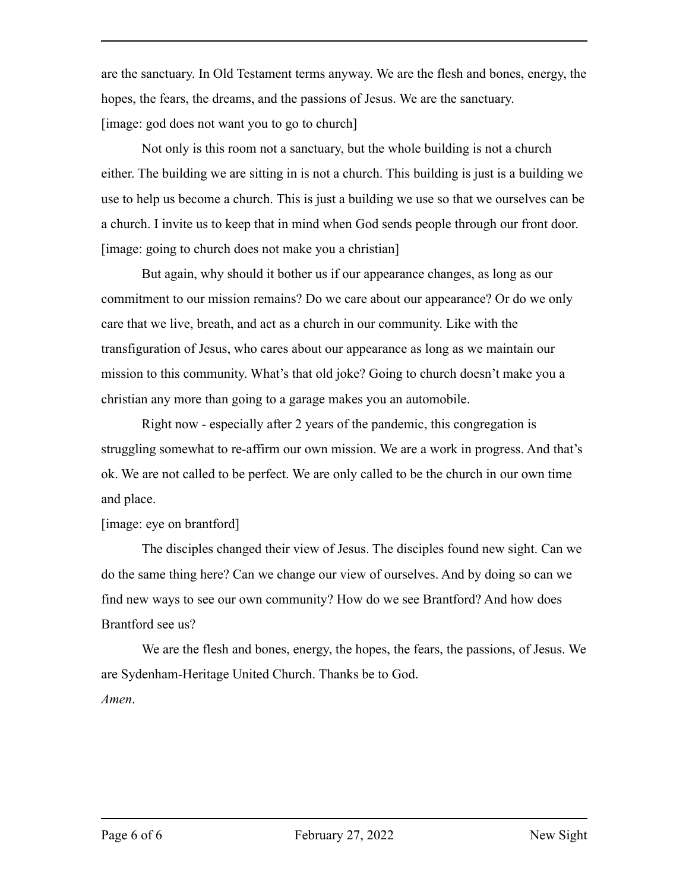are the sanctuary. In Old Testament terms anyway. We are the flesh and bones, energy, the hopes, the fears, the dreams, and the passions of Jesus. We are the sanctuary.
[image: god does not want you to go to church]

Not only is this room not a sanctuary, but the whole building is not a church either. The building we are sitting in is not a church. This building is just is a building we use to help us become a church. This is just a building we use so that we ourselves can be a church. I invite us to keep that in mind when God sends people through our front door.
[image: going to church does not make you a christian]

But again, why should it bother us if our appearance changes, as long as our commitment to our mission remains? Do we care about our appearance? Or do we only care that we live, breath, and act as a church in our community. Like with the transfiguration of Jesus, who cares about our appearance as long as we maintain our mission to this community. What's that old joke? Going to church doesn't make you a christian any more than going to a garage makes you an automobile.

Right now - especially after 2 years of the pandemic, this congregation is struggling somewhat to re-affirm our own mission. We are a work in progress. And that's ok. We are not called to be perfect. We are only called to be the church in our own time and place.
[image: eye on brantford]

The disciples changed their view of Jesus. The disciples found new sight. Can we do the same thing here? Can we change our view of ourselves. And by doing so can we find new ways to see our own community? How do we see Brantford? And how does Brantford see us?

We are the flesh and bones, energy, the hopes, the fears, the passions, of Jesus. We are Sydenham-Heritage United Church. Thanks be to God.
*Amen*.